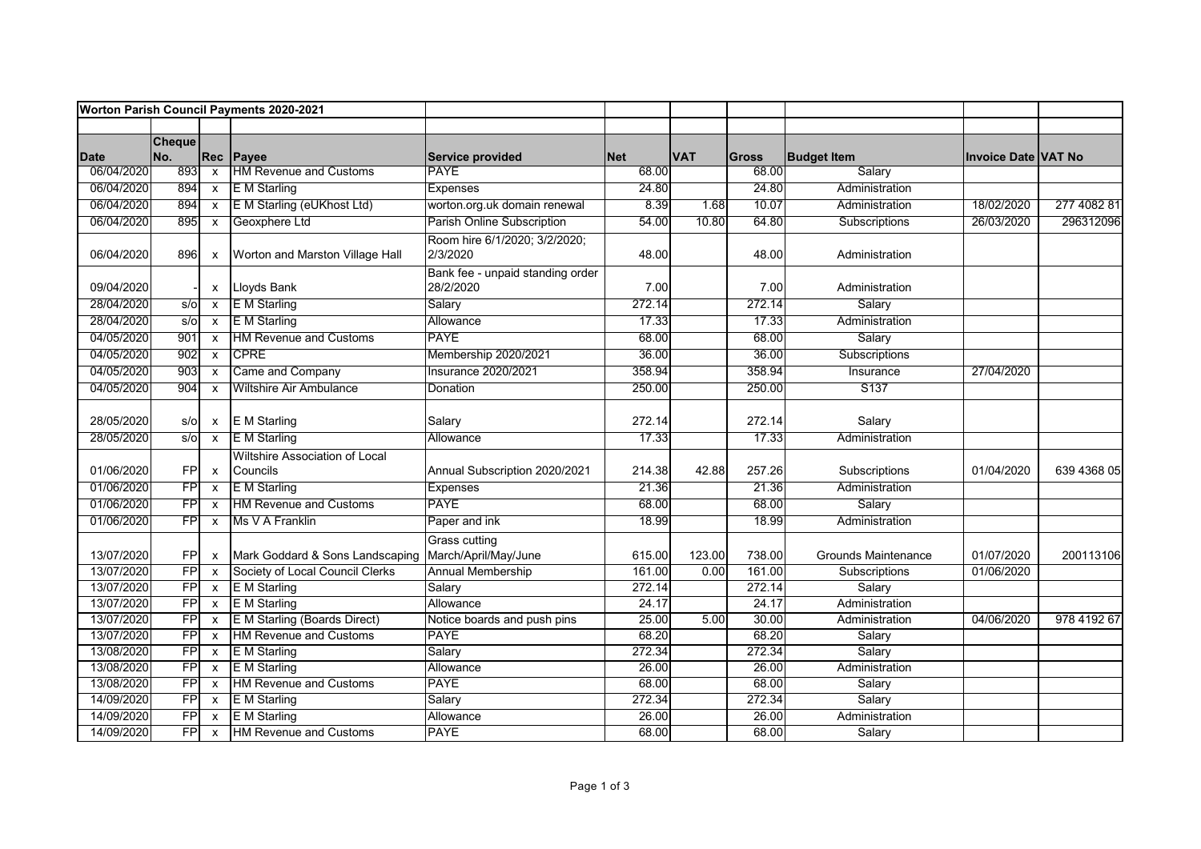**Worton Parish Council Payments 2020-2021**

| Date | Cheque No. | Rec | Payee | Service provided | Net | VAT | Gross | Budget Item | Invoice Date | VAT No |
|---|---|---|---|---|---|---|---|---|---|---|
| 06/04/2020 | 893 | x | HM Revenue and Customs | PAYE | 68.00 | | 68.00 | Salary | | |
| 06/04/2020 | 894 | x | E M Starling | Expenses | 24.80 | | 24.80 | Administration | | |
| 06/04/2020 | 894 | x | E M Starling (eUKhost Ltd) | worton.org.uk domain renewal | 8.39 | 1.68 | 10.07 | Administration | 18/02/2020 | 277 4082 81 |
| 06/04/2020 | 895 | x | Geoxphere Ltd | Parish Online Subscription | 54.00 | 10.80 | 64.80 | Subscriptions | 26/03/2020 | 296312096 |
| 06/04/2020 | 896 | x | Worton and Marston Village Hall | Room hire 6/1/2020; 3/2/2020; 2/3/2020 | 48.00 | | 48.00 | Administration | | |
| 09/04/2020 | - | x | Lloyds Bank | Bank fee - unpaid standing order 28/2/2020 | 7.00 | | 7.00 | Administration | | |
| 28/04/2020 | s/o | x | E M Starling | Salary | 272.14 | | 272.14 | Salary | | |
| 28/04/2020 | s/o | x | E M Starling | Allowance | 17.33 | | 17.33 | Administration | | |
| 04/05/2020 | 901 | x | HM Revenue and Customs | PAYE | 68.00 | | 68.00 | Salary | | |
| 04/05/2020 | 902 | x | CPRE | Membership 2020/2021 | 36.00 | | 36.00 | Subscriptions | | |
| 04/05/2020 | 903 | x | Came and Company | Insurance 2020/2021 | 358.94 | | 358.94 | Insurance | 27/04/2020 | |
| 04/05/2020 | 904 | x | Wiltshire Air Ambulance | Donation | 250.00 | | 250.00 | S137 | | |
| 28/05/2020 | s/o | x | E M Starling | Salary | 272.14 | | 272.14 | Salary | | |
| 28/05/2020 | s/o | x | E M Starling | Allowance | 17.33 | | 17.33 | Administration | | |
| 01/06/2020 | FP | x | Wiltshire Association of Local Councils | Annual Subscription 2020/2021 | 214.38 | 42.88 | 257.26 | Subscriptions | 01/04/2020 | 639 4368 05 |
| 01/06/2020 | FP | x | E M Starling | Expenses | 21.36 | | 21.36 | Administration | | |
| 01/06/2020 | FP | x | HM Revenue and Customs | PAYE | 68.00 | | 68.00 | Salary | | |
| 01/06/2020 | FP | x | Ms V A Franklin | Paper and ink | 18.99 | | 18.99 | Administration | | |
| 13/07/2020 | FP | x | Mark Goddard & Sons Landscaping | Grass cutting March/April/May/June | 615.00 | 123.00 | 738.00 | Grounds Maintenance | 01/07/2020 | 200113106 |
| 13/07/2020 | FP | x | Society of Local Council Clerks | Annual Membership | 161.00 | 0.00 | 161.00 | Subscriptions | 01/06/2020 | |
| 13/07/2020 | FP | x | E M Starling | Salary | 272.14 | | 272.14 | Salary | | |
| 13/07/2020 | FP | x | E M Starling | Allowance | 24.17 | | 24.17 | Administration | | |
| 13/07/2020 | FP | x | E M Starling (Boards Direct) | Notice boards and push pins | 25.00 | 5.00 | 30.00 | Administration | 04/06/2020 | 978 4192 67 |
| 13/07/2020 | FP | x | HM Revenue and Customs | PAYE | 68.20 | | 68.20 | Salary | | |
| 13/08/2020 | FP | x | E M Starling | Salary | 272.34 | | 272.34 | Salary | | |
| 13/08/2020 | FP | x | E M Starling | Allowance | 26.00 | | 26.00 | Administration | | |
| 13/08/2020 | FP | x | HM Revenue and Customs | PAYE | 68.00 | | 68.00 | Salary | | |
| 14/09/2020 | FP | x | E M Starling | Salary | 272.34 | | 272.34 | Salary | | |
| 14/09/2020 | FP | x | E M Starling | Allowance | 26.00 | | 26.00 | Administration | | |
| 14/09/2020 | FP | x | HM Revenue and Customs | PAYE | 68.00 | | 68.00 | Salary | | |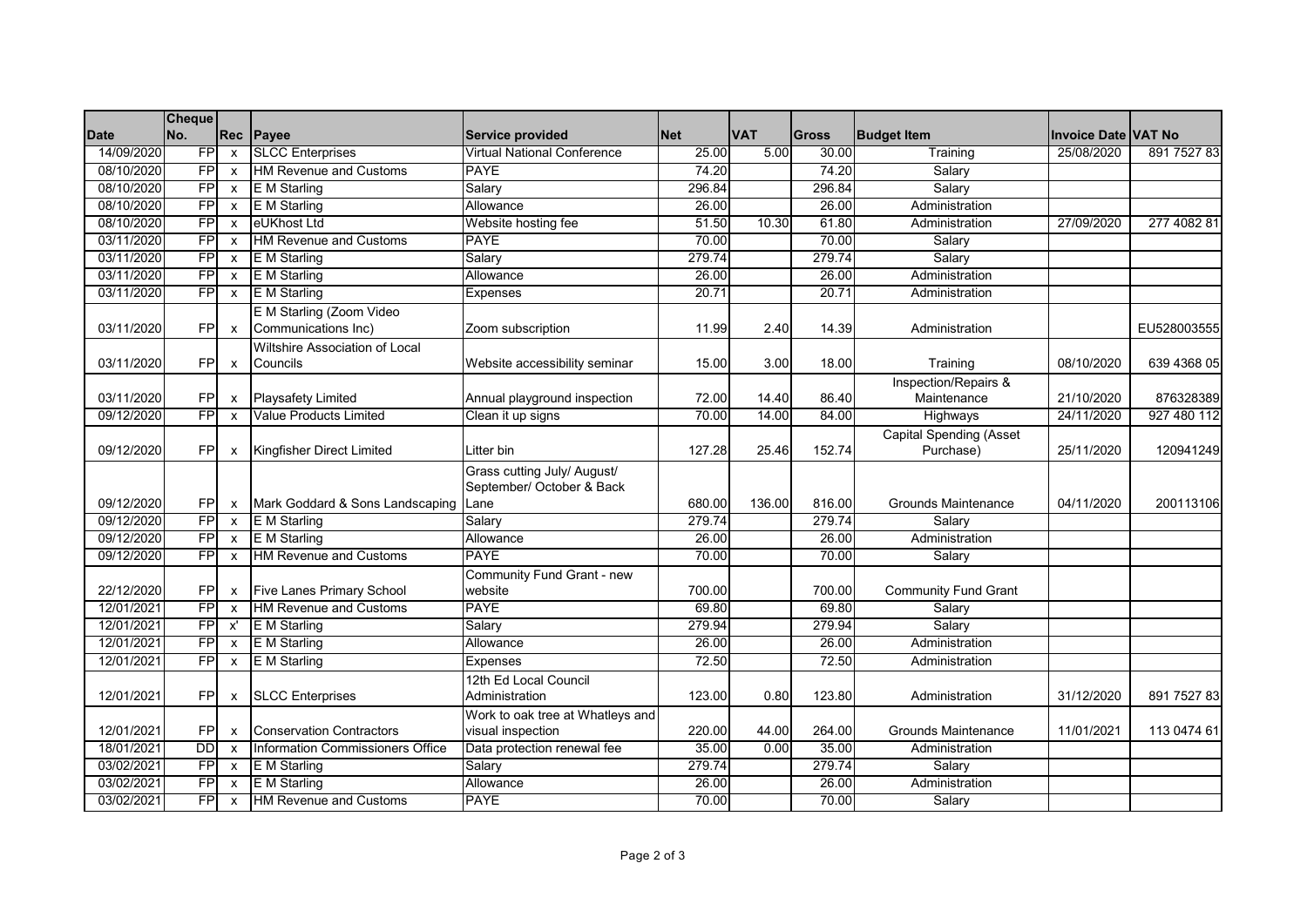| Date | Cheque No. | Rec | Payee | Service provided | Net | VAT | Gross | Budget Item | Invoice Date | VAT No |
|---|---|---|---|---|---|---|---|---|---|---|
| 14/09/2020 | FP | x | SLCC Enterprises | Virtual National Conference | 25.00 | 5.00 | 30.00 | Training | 25/08/2020 | 891 7527 83 |
| 08/10/2020 | FP | x | HM Revenue and Customs | PAYE | 74.20 | | 74.20 | Salary | | |
| 08/10/2020 | FP | x | E M Starling | Salary | 296.84 | | 296.84 | Salary | | |
| 08/10/2020 | FP | x | E M Starling | Allowance | 26.00 | | 26.00 | Administration | | |
| 08/10/2020 | FP | x | eUKhost Ltd | Website hosting fee | 51.50 | 10.30 | 61.80 | Administration | 27/09/2020 | 277 4082 81 |
| 03/11/2020 | FP | x | HM Revenue and Customs | PAYE | 70.00 | | 70.00 | Salary | | |
| 03/11/2020 | FP | x | E M Starling | Salary | 279.74 | | 279.74 | Salary | | |
| 03/11/2020 | FP | x | E M Starling | Allowance | 26.00 | | 26.00 | Administration | | |
| 03/11/2020 | FP | x | E M Starling | Expenses | 20.71 | | 20.71 | Administration | | |
| 03/11/2020 | FP | x | E M Starling (Zoom Video Communications Inc) | Zoom subscription | 11.99 | 2.40 | 14.39 | Administration | | EU528003555 |
| 03/11/2020 | FP | x | Wiltshire Association of Local Councils | Website accessibility seminar | 15.00 | 3.00 | 18.00 | Training | 08/10/2020 | 639 4368 05 |
| 03/11/2020 | FP | x | Playsafety Limited | Annual playground inspection | 72.00 | 14.40 | 86.40 | Inspection/Repairs & Maintenance | 21/10/2020 | 876328389 |
| 09/12/2020 | FP | x | Value Products Limited | Clean it up signs | 70.00 | 14.00 | 84.00 | Highways | 24/11/2020 | 927 480 112 |
| 09/12/2020 | FP | x | Kingfisher Direct Limited | Litter bin | 127.28 | 25.46 | 152.74 | Capital Spending (Asset Purchase) | 25/11/2020 | 120941249 |
| 09/12/2020 | FP | x | Mark Goddard & Sons Landscaping | Grass cutting July/ August/ September/ October & Back Lane | 680.00 | 136.00 | 816.00 | Grounds Maintenance | 04/11/2020 | 200113106 |
| 09/12/2020 | FP | x | E M Starling | Salary | 279.74 | | 279.74 | Salary | | |
| 09/12/2020 | FP | x | E M Starling | Allowance | 26.00 | | 26.00 | Administration | | |
| 09/12/2020 | FP | x | HM Revenue and Customs | PAYE | 70.00 | | 70.00 | Salary | | |
| 22/12/2020 | FP | x | Five Lanes Primary School | Community Fund Grant - new website | 700.00 | | 700.00 | Community Fund Grant | | |
| 12/01/2021 | FP | x | HM Revenue and Customs | PAYE | 69.80 | | 69.80 | Salary | | |
| 12/01/2021 | FP | x' | E M Starling | Salary | 279.94 | | 279.94 | Salary | | |
| 12/01/2021 | FP | x | E M Starling | Allowance | 26.00 | | 26.00 | Administration | | |
| 12/01/2021 | FP | x | E M Starling | Expenses | 72.50 | | 72.50 | Administration | | |
| 12/01/2021 | FP | x | SLCC Enterprises | 12th Ed Local Council Administration | 123.00 | 0.80 | 123.80 | Administration | 31/12/2020 | 891 7527 83 |
| 12/01/2021 | FP | x | Conservation Contractors | Work to oak tree at Whatleys and visual inspection | 220.00 | 44.00 | 264.00 | Grounds Maintenance | 11/01/2021 | 113 0474 61 |
| 18/01/2021 | DD | x | Information Commissioners Office | Data protection renewal fee | 35.00 | 0.00 | 35.00 | Administration | | |
| 03/02/2021 | FP | x | E M Starling | Salary | 279.74 | | 279.74 | Salary | | |
| 03/02/2021 | FP | x | E M Starling | Allowance | 26.00 | | 26.00 | Administration | | |
| 03/02/2021 | FP | x | HM Revenue and Customs | PAYE | 70.00 | | 70.00 | Salary | | |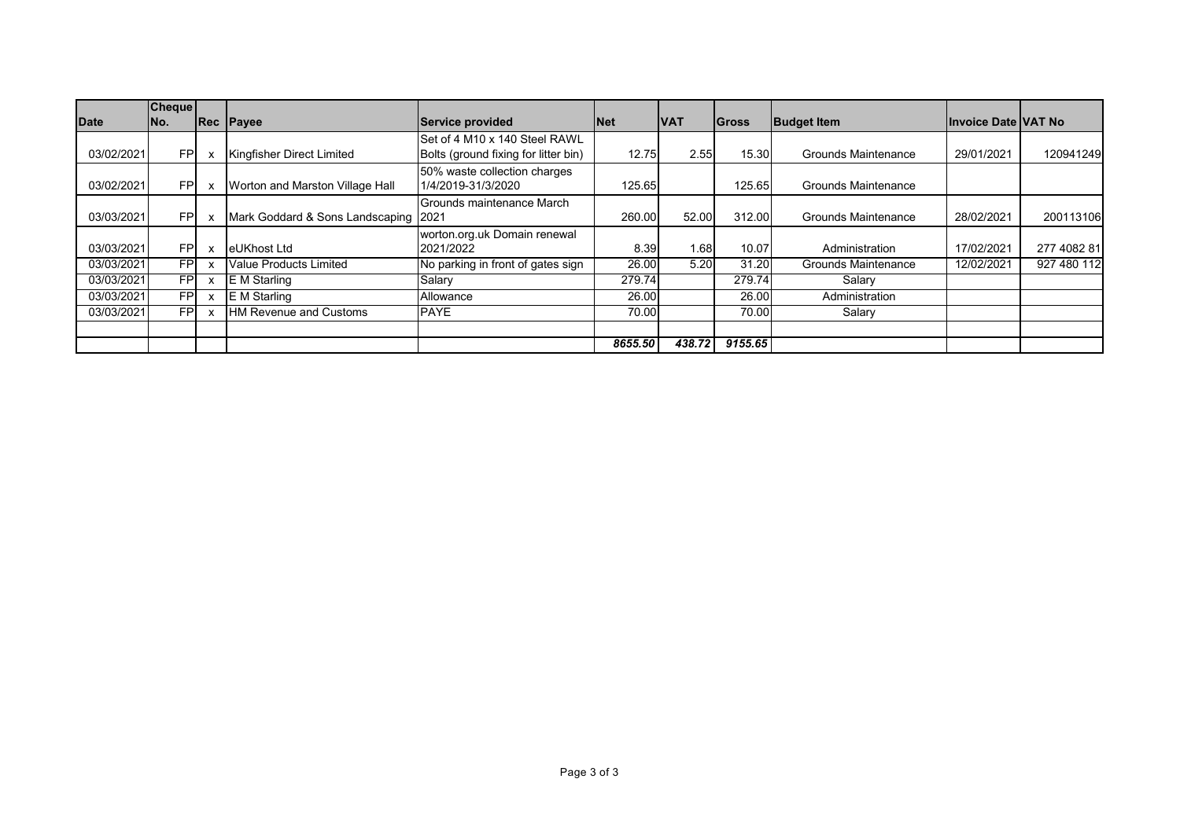| Date | Cheque No. | Rec | Payee | Service provided | Net | VAT | Gross | Budget Item | Invoice Date | VAT No |
|---|---|---|---|---|---|---|---|---|---|---|
| 03/02/2021 | FP | x | Kingfisher Direct Limited | Set of 4 M10 x 140 Steel RAWL Bolts (ground fixing for litter bin) | 12.75 | 2.55 | 15.30 | Grounds Maintenance | 29/01/2021 | 120941249 |
| 03/02/2021 | FP | x | Worton and Marston Village Hall | 50% waste collection charges 1/4/2019-31/3/2020 | 125.65 | | 125.65 | Grounds Maintenance | | |
| 03/03/2021 | FP | x | Mark Goddard & Sons Landscaping | Grounds maintenance March 2021 | 260.00 | 52.00 | 312.00 | Grounds Maintenance | 28/02/2021 | 200113106 |
| 03/03/2021 | FP | x | eUKhost Ltd | worton.org.uk Domain renewal 2021/2022 | 8.39 | 1.68 | 10.07 | Administration | 17/02/2021 | 277 4082 81 |
| 03/03/2021 | FP | x | Value Products Limited | No parking in front of gates sign | 26.00 | 5.20 | 31.20 | Grounds Maintenance | 12/02/2021 | 927 480 112 |
| 03/03/2021 | FP | x | E M Starling | Salary | 279.74 | | 279.74 | Salary | | |
| 03/03/2021 | FP | x | E M Starling | Allowance | 26.00 | | 26.00 | Administration | | |
| 03/03/2021 | FP | x | HM Revenue and Customs | PAYE | 70.00 | | 70.00 | Salary | | |
| | | | | | | | | | | |
| | | | | | *8655.50* | *438.72* | *9155.65* | | | |